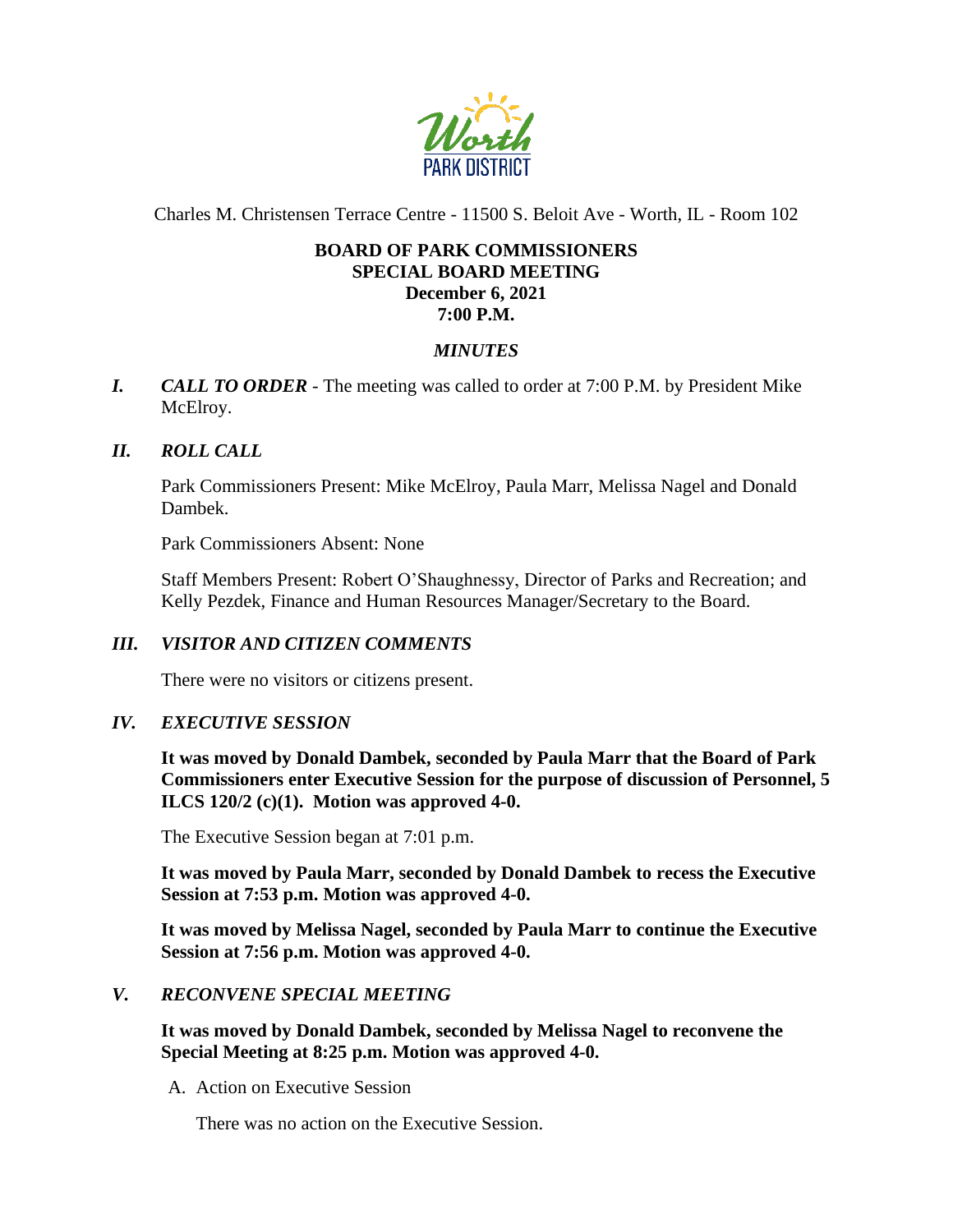Worth PARK DISTRICT

Charles M. Christensen Terrace Centre - 11500 S. Beloit Ave - Worth, IL - Room 102

**BOARD OF PARK COMMISSIONERS**
**SPECIAL BOARD MEETING**
**December 6, 2021**
**7:00 P.M.**

***MINUTES***

***I. CALL TO ORDER*** - The meeting was called to order at 7:00 P.M. by President Mike McElroy.

***II. ROLL CALL***

Park Commissioners Present: Mike McElroy, Paula Marr, Melissa Nagel and Donald Dambek.

Park Commissioners Absent: None

Staff Members Present: Robert O'Shaughnessy, Director of Parks and Recreation; and Kelly Pezdek, Finance and Human Resources Manager/Secretary to the Board.

***III. VISITOR AND CITIZEN COMMENTS***

There were no visitors or citizens present.

***IV. EXECUTIVE SESSION***

**It was moved by Donald Dambek, seconded by Paula Marr that the Board of Park Commissioners enter Executive Session for the purpose of discussion of Personnel, 5 ILCS 120/2 (c)(1). Motion was approved 4-0.**

The Executive Session began at 7:01 p.m.

**It was moved by Paula Marr, seconded by Donald Dambek to recess the Executive Session at 7:53 p.m. Motion was approved 4-0.**

**It was moved by Melissa Nagel, seconded by Paula Marr to continue the Executive Session at 7:56 p.m. Motion was approved 4-0.**

***V. RECONVENE SPECIAL MEETING***

**It was moved by Donald Dambek, seconded by Melissa Nagel to reconvene the Special Meeting at 8:25 p.m. Motion was approved 4-0.**

A. Action on Executive Session

There was no action on the Executive Session.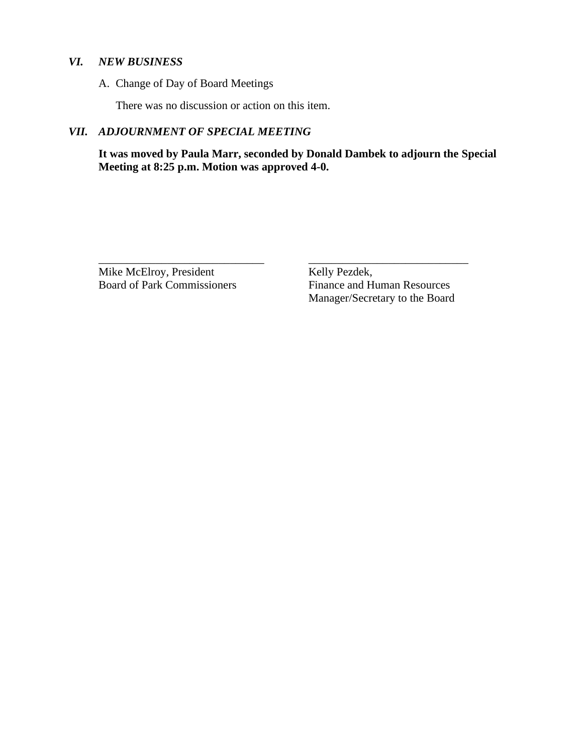## *VI. NEW BUSINESS*

A. Change of Day of Board Meetings

There was no discussion or action on this item.

## *VII. ADJOURNMENT OF SPECIAL MEETING*

**It was moved by Paula Marr, seconded by Donald Dambek to adjourn the Special Meeting at 8:25 p.m. Motion was approved 4-0.**

\_\_\_\_\_\_\_\_\_\_\_\_\_\_\_\_\_\_\_\_\_\_\_\_\_\_\_\_\_\_
Mike McElroy, President
Board of Park Commissioners

\_\_\_\_\_\_\_\_\_\_\_\_\_\_\_\_\_\_\_\_\_\_\_\_\_\_\_\_\_\_
Kelly Pezdek,
Finance and Human Resources
Manager/Secretary to the Board